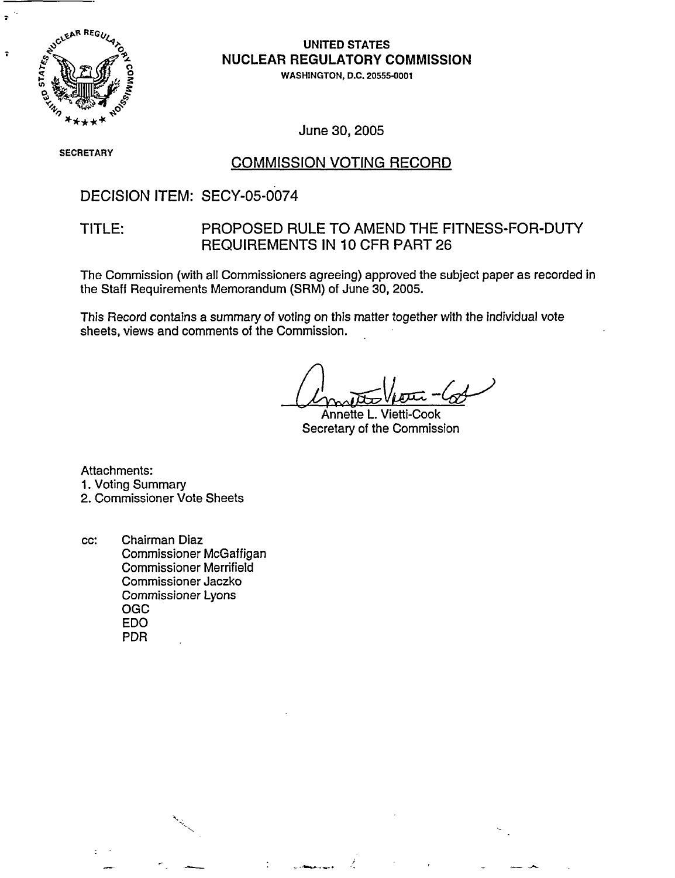**UNITED STATES**
**NUCLEAR REGULATORY COMMISSION**
WASHINGTON, D.C. 20555-0001

June 30, 2005

SECRETARY

## COMMISSION VOTING RECORD

DECISION ITEM: SECY-05-0074

TITLE: PROPOSED RULE TO AMEND THE FITNESS-FOR-DUTY REQUIREMENTS IN 10 CFR PART 26

The Commission (with all Commissioners agreeing) approved the subject paper as recorded in the Staff Requirements Memorandum (SRM) of June 30, 2005.

This Record contains a summary of voting on this matter together with the individual vote sheets, views and comments of the Commission.

Annette L. Vietti-Cook
Secretary of the Commission

Attachments:
1. Voting Summary
2. Commissioner Vote Sheets

cc: Chairman Diaz
Commissioner McGaffigan
Commissioner Merrifield
Commissioner Jaczko
Commissioner Lyons
OGC
EDO
PDR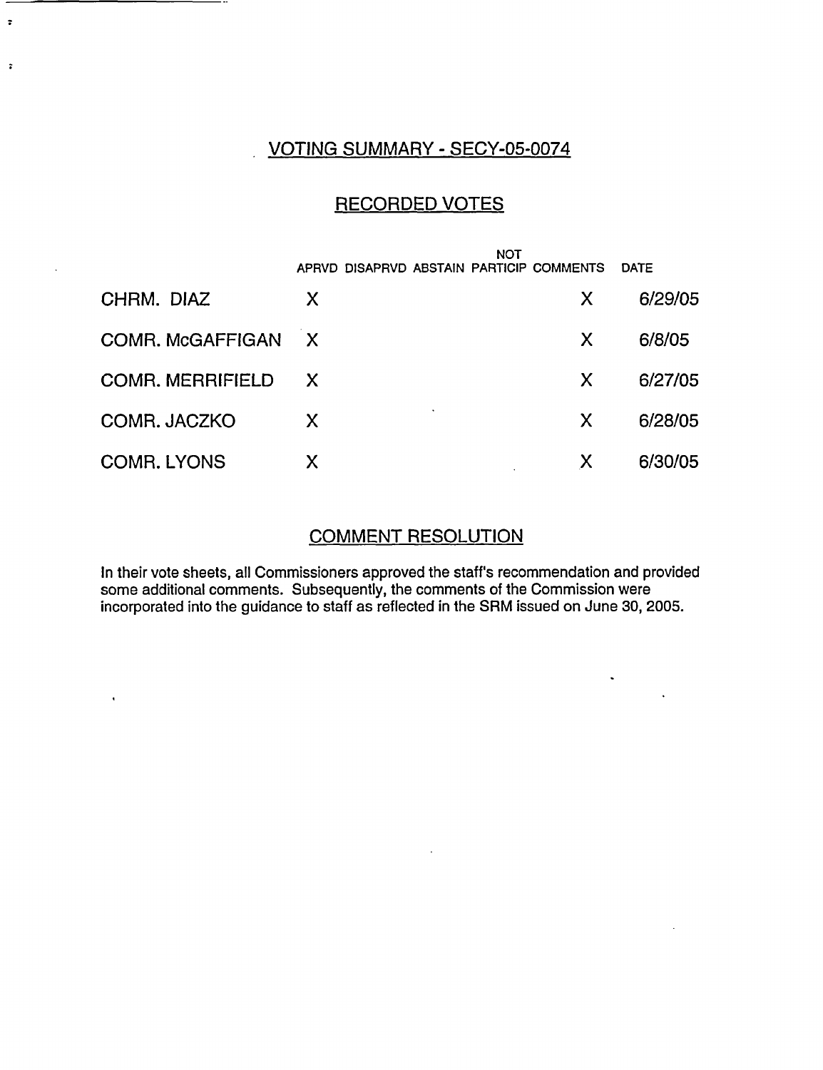## VOTING SUMMARY - SECY-05-0074

### RECORDED VOTES

| | APRVD | DISAPRVD | ABSTAIN | NOT PARTICIP | COMMENTS | DATE |
|---|---|---|---|---|---|---|
| CHRM. DIAZ | X | | | | X | 6/29/05 |
| COMR. McGAFFIGAN | X | | | | X | 6/8/05 |
| COMR. MERRIFIELD | X | | | | X | 6/27/05 |
| COMR. JACZKO | X | | | | X | 6/28/05 |
| COMR. LYONS | X | | | | X | 6/30/05 |

### COMMENT RESOLUTION

In their vote sheets, all Commissioners approved the staff's recommendation and provided some additional comments. Subsequently, the comments of the Commission were incorporated into the guidance to staff as reflected in the SRM issued on June 30, 2005.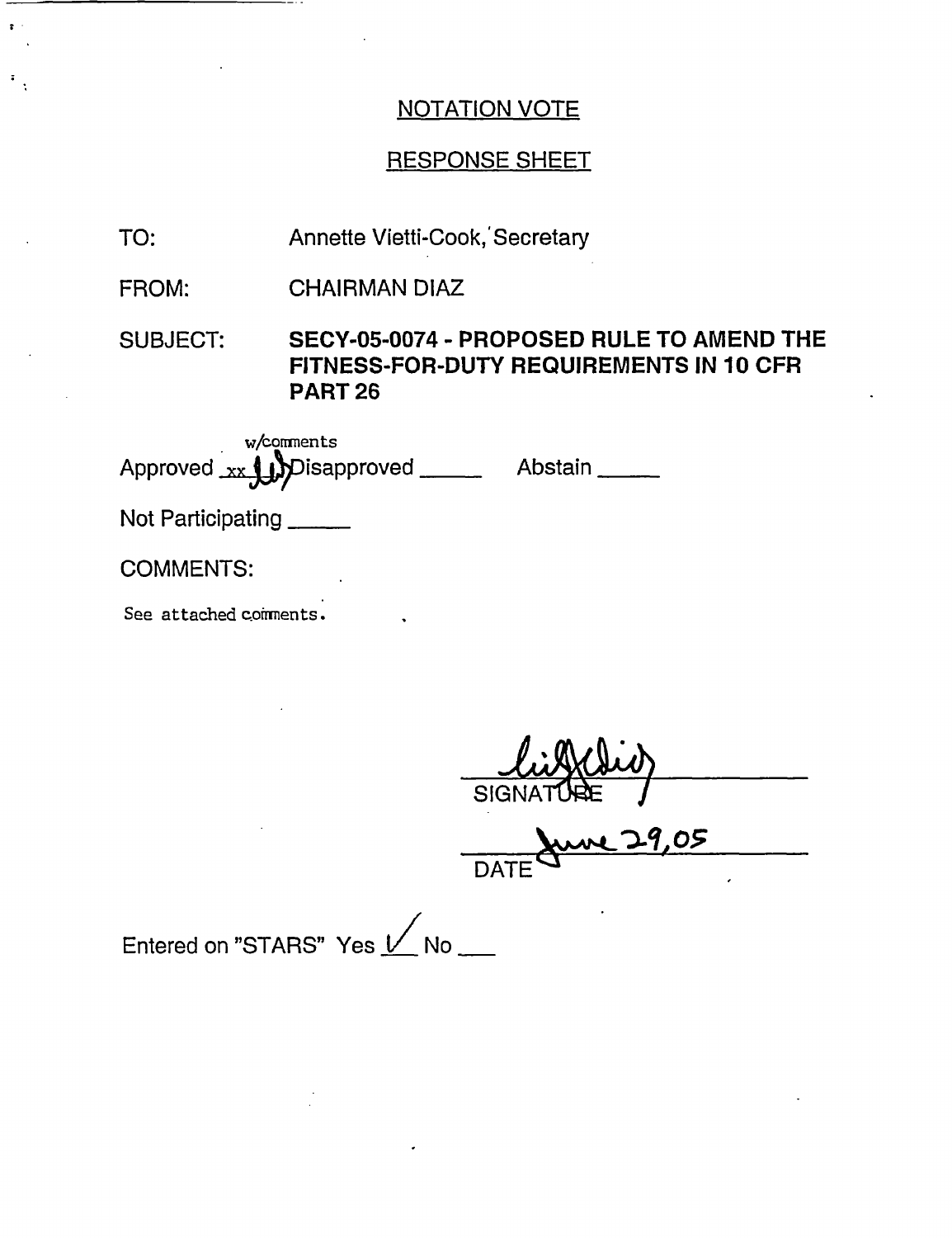NOTATION VOTE

RESPONSE SHEET

TO: Annette Vietti-Cook, Secretary

FROM: CHAIRMAN DIAZ

SUBJECT: **SECY-05-0074 - PROPOSED RULE TO AMEND THE FITNESS-FOR-DUTY REQUIREMENTS IN 10 CFR PART 26**

Approved xx w/comments Disapproved _____ Abstain _____

Not Participating _____

COMMENTS:

See attached comments.

SIGNATURE

June 29, 05

DATE

Entered on "STARS" Yes ✓ No ___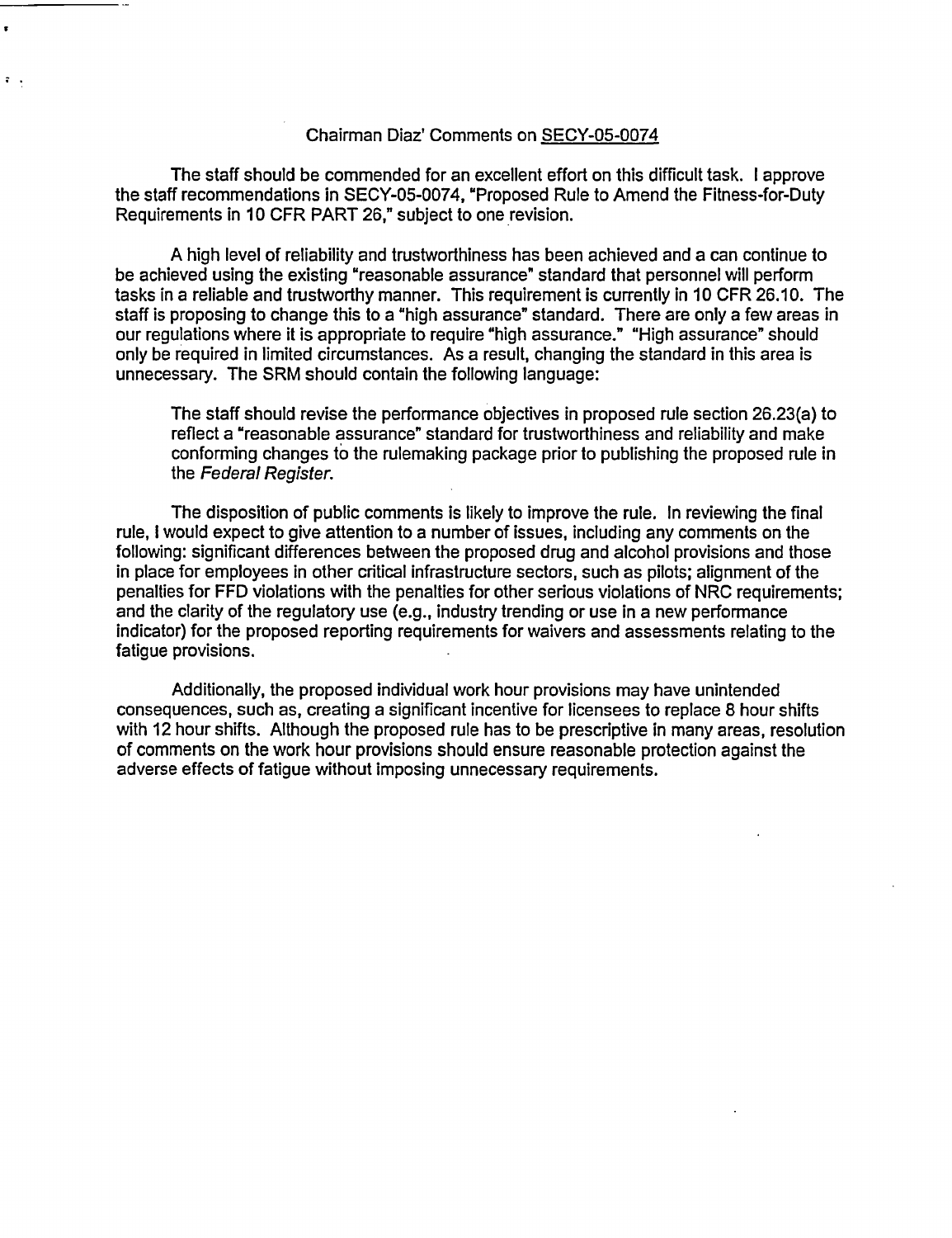Chairman Diaz' Comments on SECY-05-0074

The staff should be commended for an excellent effort on this difficult task. I approve the staff recommendations in SECY-05-0074, "Proposed Rule to Amend the Fitness-for-Duty Requirements in 10 CFR PART 26," subject to one revision.

A high level of reliability and trustworthiness has been achieved and a can continue to be achieved using the existing "reasonable assurance" standard that personnel will perform tasks in a reliable and trustworthy manner. This requirement is currently in 10 CFR 26.10. The staff is proposing to change this to a "high assurance" standard. There are only a few areas in our regulations where it is appropriate to require "high assurance." "High assurance" should only be required in limited circumstances. As a result, changing the standard in this area is unnecessary. The SRM should contain the following language:

> The staff should revise the performance objectives in proposed rule section 26.23(a) to reflect a "reasonable assurance" standard for trustworthiness and reliability and make conforming changes to the rulemaking package prior to publishing the proposed rule in the *Federal Register*.

The disposition of public comments is likely to improve the rule. In reviewing the final rule, I would expect to give attention to a number of issues, including any comments on the following: significant differences between the proposed drug and alcohol provisions and those in place for employees in other critical infrastructure sectors, such as pilots; alignment of the penalties for FFD violations with the penalties for other serious violations of NRC requirements; and the clarity of the regulatory use (e.g., industry trending or use in a new performance indicator) for the proposed reporting requirements for waivers and assessments relating to the fatigue provisions.

Additionally, the proposed individual work hour provisions may have unintended consequences, such as, creating a significant incentive for licensees to replace 8 hour shifts with 12 hour shifts. Although the proposed rule has to be prescriptive in many areas, resolution of comments on the work hour provisions should ensure reasonable protection against the adverse effects of fatigue without imposing unnecessary requirements.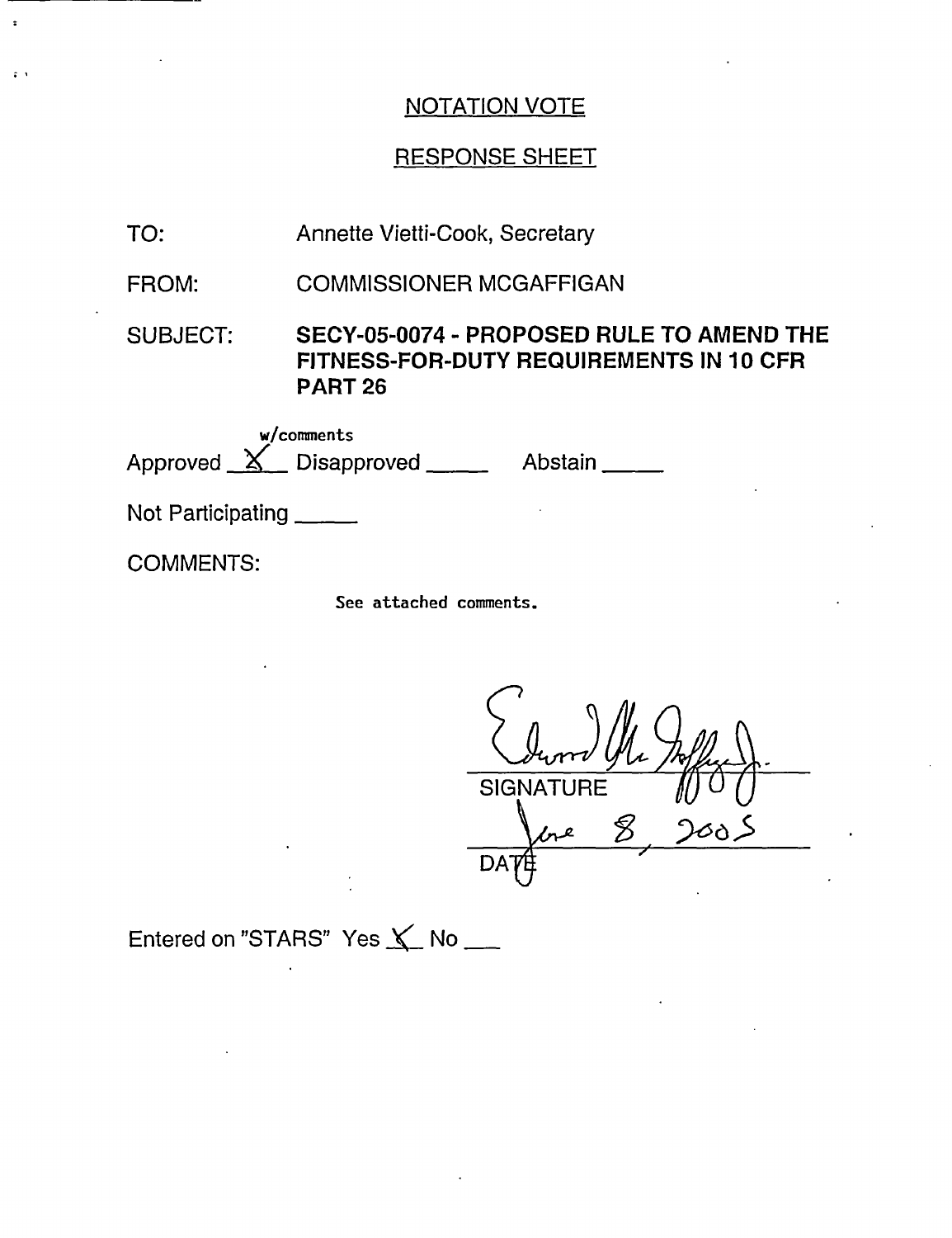## NOTATION VOTE

## RESPONSE SHEET

TO: Annette Vietti-Cook, Secretary

FROM: COMMISSIONER MCGAFFIGAN

SUBJECT: **SECY-05-0074 - PROPOSED RULE TO AMEND THE FITNESS-FOR-DUTY REQUIREMENTS IN 10 CFR PART 26**

Approved X w/comments Disapproved _____ Abstain _____

Not Participating _____

COMMENTS:

See attached comments.

Edward McGaffigan Jr.
SIGNATURE

June 8, 2005
DATE

Entered on "STARS" Yes X No ___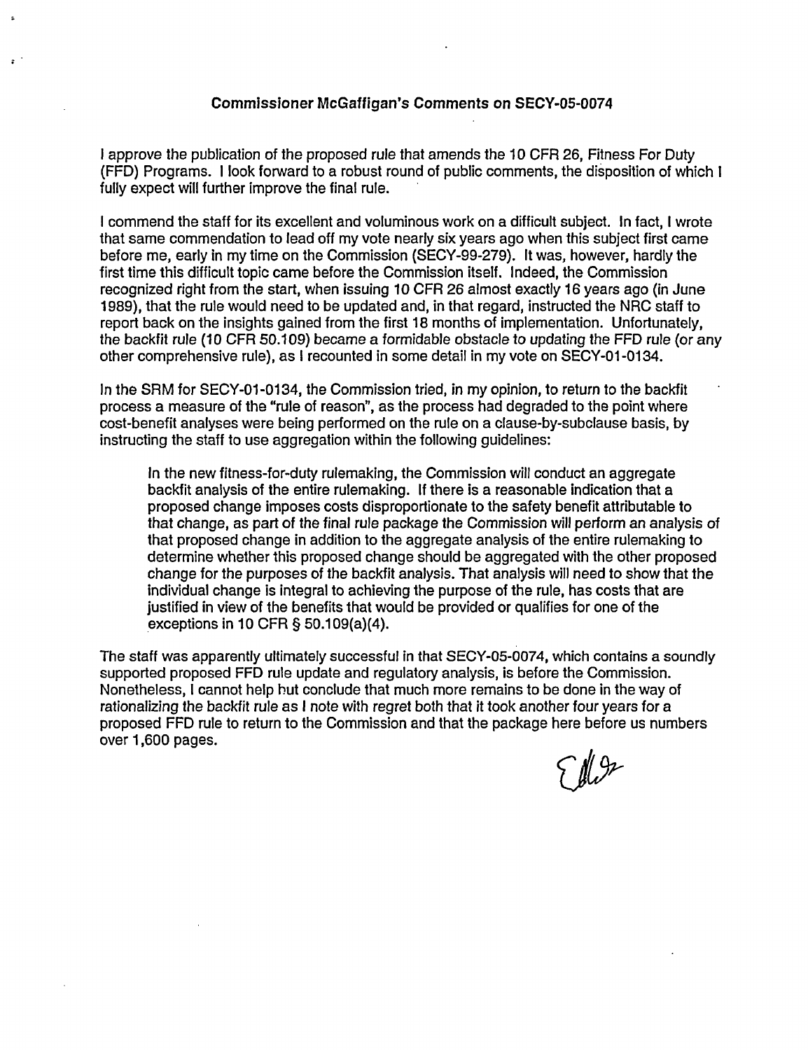## Commissioner McGaffigan's Comments on SECY-05-0074

I approve the publication of the proposed rule that amends the 10 CFR 26, Fitness For Duty (FFD) Programs. I look forward to a robust round of public comments, the disposition of which I fully expect will further improve the final rule.

I commend the staff for its excellent and voluminous work on a difficult subject. In fact, I wrote that same commendation to lead off my vote nearly six years ago when this subject first came before me, early in my time on the Commission (SECY-99-279). It was, however, hardly the first time this difficult topic came before the Commission itself. Indeed, the Commission recognized right from the start, when issuing 10 CFR 26 almost exactly 16 years ago (in June 1989), that the rule would need to be updated and, in that regard, instructed the NRC staff to report back on the insights gained from the first 18 months of implementation. Unfortunately, the backfit rule (10 CFR 50.109) became a formidable obstacle to updating the FFD rule (or any other comprehensive rule), as I recounted in some detail in my vote on SECY-01-0134.

In the SRM for SECY-01-0134, the Commission tried, in my opinion, to return to the backfit process a measure of the "rule of reason", as the process had degraded to the point where cost-benefit analyses were being performed on the rule on a clause-by-subclause basis, by instructing the staff to use aggregation within the following guidelines:

> In the new fitness-for-duty rulemaking, the Commission will conduct an aggregate backfit analysis of the entire rulemaking. If there is a reasonable indication that a proposed change imposes costs disproportionate to the safety benefit attributable to that change, as part of the final rule package the Commission will perform an analysis of that proposed change in addition to the aggregate analysis of the entire rulemaking to determine whether this proposed change should be aggregated with the other proposed change for the purposes of the backfit analysis. That analysis will need to show that the individual change is integral to achieving the purpose of the rule, has costs that are justified in view of the benefits that would be provided or qualifies for one of the exceptions in 10 CFR § 50.109(a)(4).

The staff was apparently ultimately successful in that SECY-05-0074, which contains a soundly supported proposed FFD rule update and regulatory analysis, is before the Commission. Nonetheless, I cannot help but conclude that much more remains to be done in the way of rationalizing the backfit rule as I note with regret both that it took another four years for a proposed FFD rule to return to the Commission and that the package here before us numbers over 1,600 pages.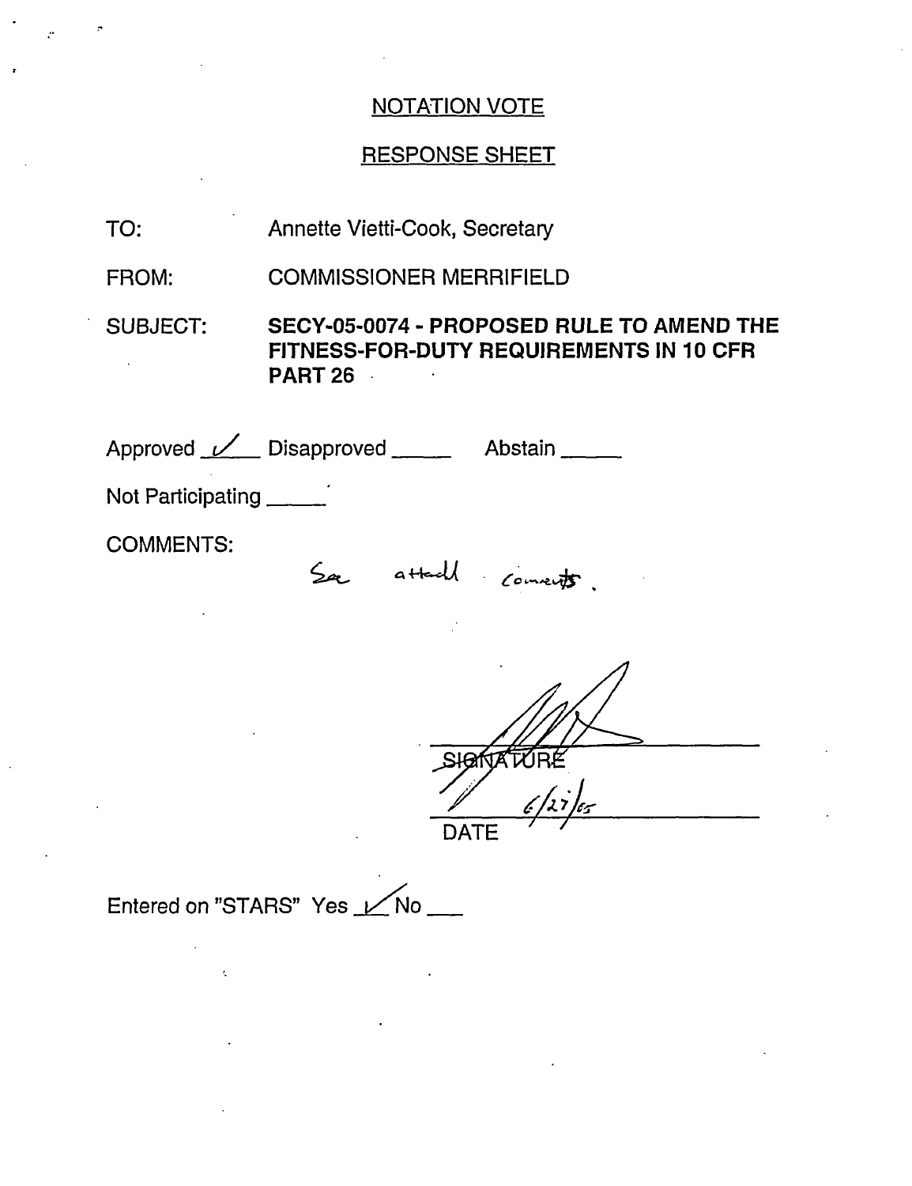## NOTATION VOTE

## RESPONSE SHEET

TO: Annette Vietti-Cook, Secretary

FROM: COMMISSIONER MERRIFIELD

SUBJECT: **SECY-05-0074 - PROPOSED RULE TO AMEND THE FITNESS-FOR-DUTY REQUIREMENTS IN 10 CFR PART 26**

Approved ✓ Disapproved _____ Abstain _____

Not Participating _____

COMMENTS:

See attached comments.

SIGNATURE

6/27/05

DATE

Entered on "STARS" Yes ✓ No ___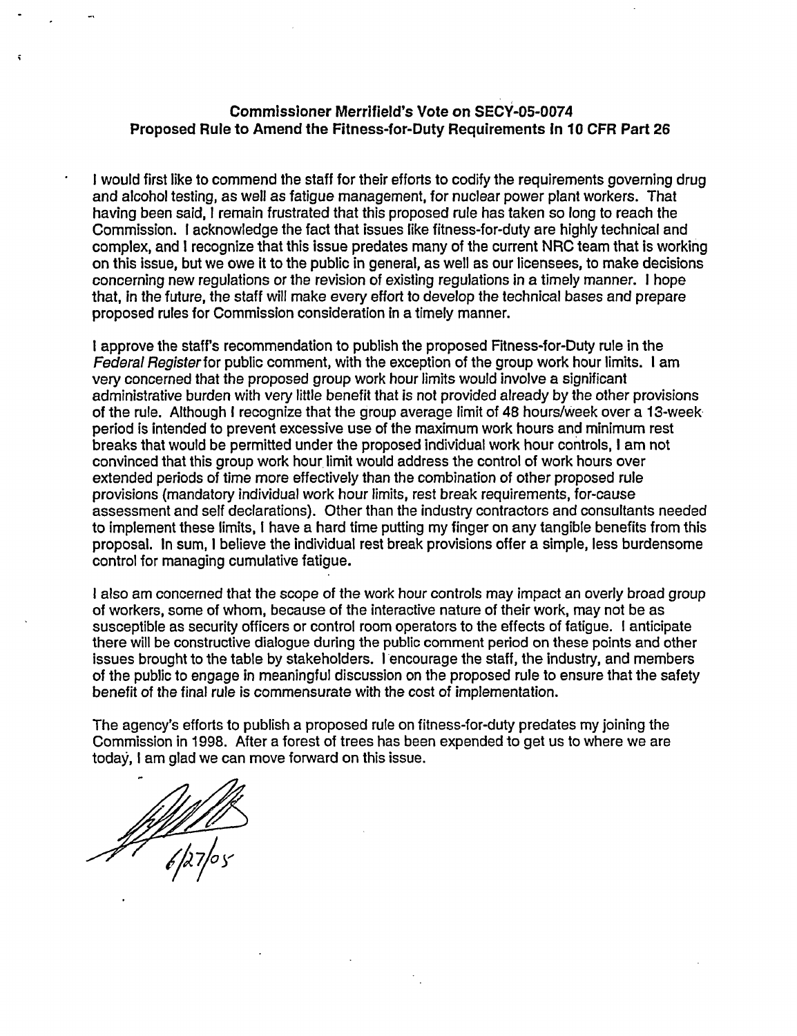**Commissioner Merrifield's Vote on SECY-05-0074**
**Proposed Rule to Amend the Fitness-for-Duty Requirements in 10 CFR Part 26**

I would first like to commend the staff for their efforts to codify the requirements governing drug and alcohol testing, as well as fatigue management, for nuclear power plant workers. That having been said, I remain frustrated that this proposed rule has taken so long to reach the Commission. I acknowledge the fact that issues like fitness-for-duty are highly technical and complex, and I recognize that this issue predates many of the current NRC team that is working on this issue, but we owe it to the public in general, as well as our licensees, to make decisions concerning new regulations or the revision of existing regulations in a timely manner. I hope that, in the future, the staff will make every effort to develop the technical bases and prepare proposed rules for Commission consideration in a timely manner.

I approve the staff's recommendation to publish the proposed Fitness-for-Duty rule in the *Federal Register* for public comment, with the exception of the group work hour limits. I am very concerned that the proposed group work hour limits would involve a significant administrative burden with very little benefit that is not provided already by the other provisions of the rule. Although I recognize that the group average limit of 48 hours/week over a 13-week period is intended to prevent excessive use of the maximum work hours and minimum rest breaks that would be permitted under the proposed individual work hour controls, I am not convinced that this group work hour limit would address the control of work hours over extended periods of time more effectively than the combination of other proposed rule provisions (mandatory individual work hour limits, rest break requirements, for-cause assessment and self declarations). Other than the industry contractors and consultants needed to implement these limits, I have a hard time putting my finger on any tangible benefits from this proposal. In sum, I believe the individual rest break provisions offer a simple, less burdensome control for managing cumulative fatigue.

I also am concerned that the scope of the work hour controls may impact an overly broad group of workers, some of whom, because of the interactive nature of their work, may not be as susceptible as security officers or control room operators to the effects of fatigue. I anticipate there will be constructive dialogue during the public comment period on these points and other issues brought to the table by stakeholders. I encourage the staff, the industry, and members of the public to engage in meaningful discussion on the proposed rule to ensure that the safety benefit of the final rule is commensurate with the cost of implementation.

The agency's efforts to publish a proposed rule on fitness-for-duty predates my joining the Commission in 1998. After a forest of trees has been expended to get us to where we are today, I am glad we can move forward on this issue.

6/27/05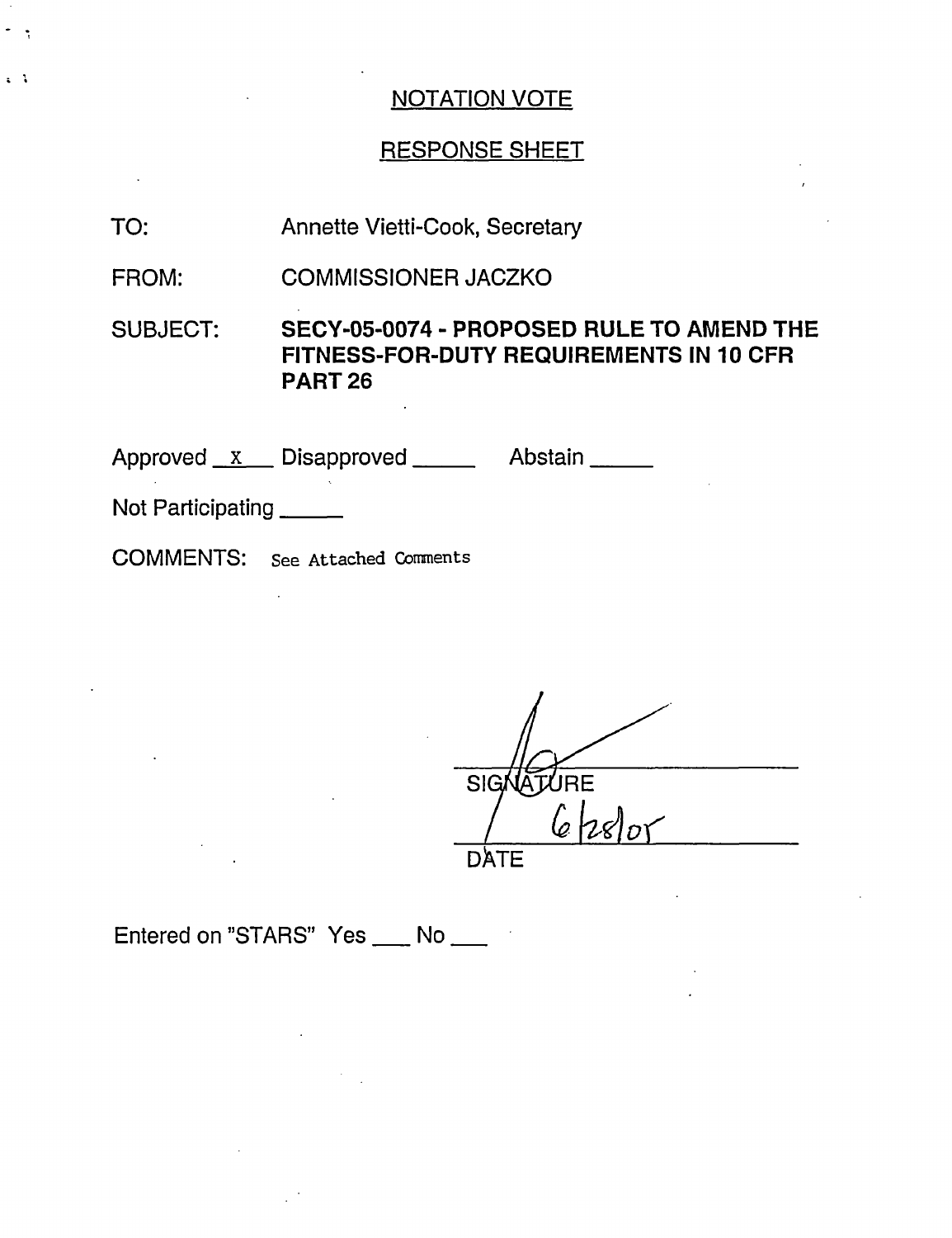## NOTATION VOTE

## RESPONSE SHEET

TO: Annette Vietti-Cook, Secretary

FROM: COMMISSIONER JACZKO

SUBJECT: **SECY-05-0074 - PROPOSED RULE TO AMEND THE FITNESS-FOR-DUTY REQUIREMENTS IN 10 CFR PART 26**

Approved __x__ Disapproved _____ Abstain _____

Not Participating _____

COMMENTS: See Attached Comments

SIGNATURE

6/28/05

DATE

Entered on "STARS" Yes ___ No ___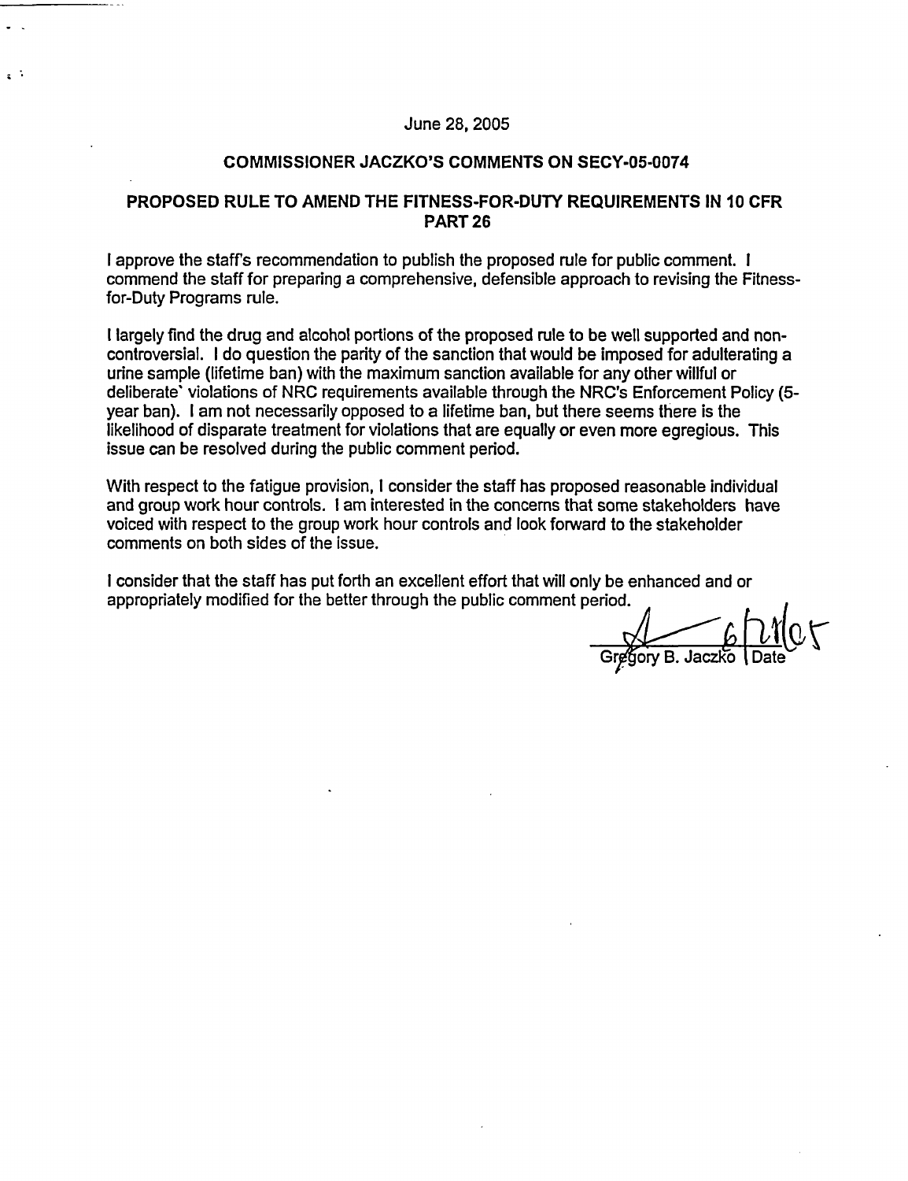June 28, 2005

## COMMISSIONER JACZKO'S COMMENTS ON SECY-05-0074

## PROPOSED RULE TO AMEND THE FITNESS-FOR-DUTY REQUIREMENTS IN 10 CFR PART 26

I approve the staff's recommendation to publish the proposed rule for public comment. I commend the staff for preparing a comprehensive, defensible approach to revising the Fitness-for-Duty Programs rule.

I largely find the drug and alcohol portions of the proposed rule to be well supported and non-controversial. I do question the parity of the sanction that would be imposed for adulterating a urine sample (lifetime ban) with the maximum sanction available for any other willful or deliberate' violations of NRC requirements available through the NRC's Enforcement Policy (5-year ban). I am not necessarily opposed to a lifetime ban, but there seems there is the likelihood of disparate treatment for violations that are equally or even more egregious. This issue can be resolved during the public comment period.

With respect to the fatigue provision, I consider the staff has proposed reasonable individual and group work hour controls. I am interested in the concerns that some stakeholders have voiced with respect to the group work hour controls and look forward to the stakeholder comments on both sides of the issue.

I consider that the staff has put forth an excellent effort that will only be enhanced and or appropriately modified for the better through the public comment period.

Gregory B. Jaczko | Date 6/21/05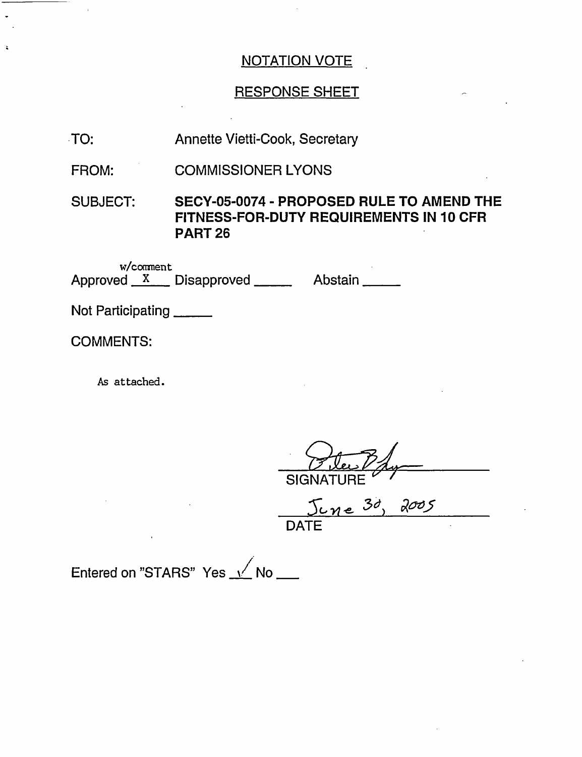## NOTATION VOTE

## RESPONSE SHEET

TO: Annette Vietti-Cook, Secretary

FROM: COMMISSIONER LYONS

SUBJECT: **SECY-05-0074 - PROPOSED RULE TO AMEND THE FITNESS-FOR-DUTY REQUIREMENTS IN 10 CFR PART 26**

Approved __X__ w/comment Disapproved _____ Abstain _____

Not Participating _____

COMMENTS:

As attached.

SIGNATURE

June 30, 2005

DATE

Entered on "STARS" Yes __✓__ No ___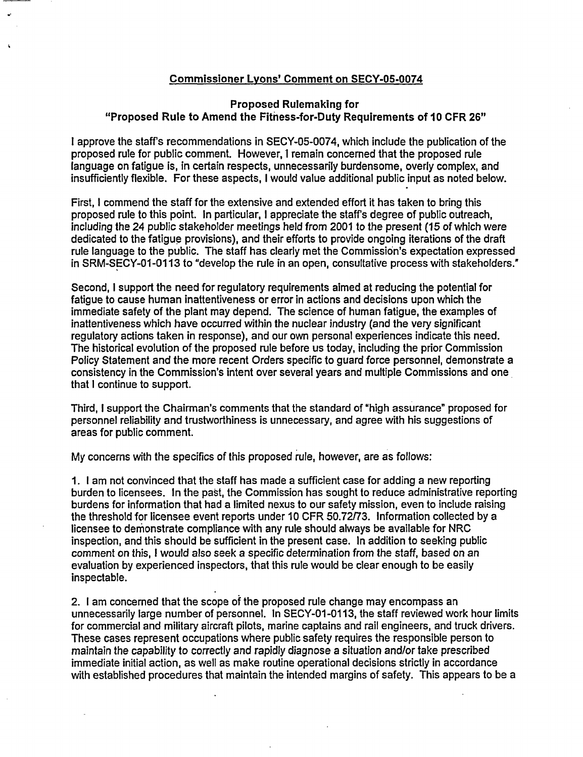## Commissioner Lyons' Comment on SECY-05-0074

### Proposed Rulemaking for "Proposed Rule to Amend the Fitness-for-Duty Requirements of 10 CFR 26"

I approve the staff's recommendations in SECY-05-0074, which include the publication of the proposed rule for public comment. However, I remain concerned that the proposed rule language on fatigue is, in certain respects, unnecessarily burdensome, overly complex, and insufficiently flexible. For these aspects, I would value additional public input as noted below.

First, I commend the staff for the extensive and extended effort it has taken to bring this proposed rule to this point. In particular, I appreciate the staff's degree of public outreach, including the 24 public stakeholder meetings held from 2001 to the present (15 of which were dedicated to the fatigue provisions), and their efforts to provide ongoing iterations of the draft rule language to the public. The staff has clearly met the Commission's expectation expressed in SRM-SECY-01-0113 to "develop the rule in an open, consultative process with stakeholders."

Second, I support the need for regulatory requirements aimed at reducing the potential for fatigue to cause human inattentiveness or error in actions and decisions upon which the immediate safety of the plant may depend. The science of human fatigue, the examples of inattentiveness which have occurred within the nuclear industry (and the very significant regulatory actions taken in response), and our own personal experiences indicate this need. The historical evolution of the proposed rule before us today, including the prior Commission Policy Statement and the more recent Orders specific to guard force personnel, demonstrate a consistency in the Commission's intent over several years and multiple Commissions and one that I continue to support.

Third, I support the Chairman's comments that the standard of "high assurance" proposed for personnel reliability and trustworthiness is unnecessary, and agree with his suggestions of areas for public comment.

My concerns with the specifics of this proposed rule, however, are as follows:

1. I am not convinced that the staff has made a sufficient case for adding a new reporting burden to licensees. In the past, the Commission has sought to reduce administrative reporting burdens for information that had a limited nexus to our safety mission, even to include raising the threshold for licensee event reports under 10 CFR 50.72/73. Information collected by a licensee to demonstrate compliance with any rule should always be available for NRC inspection, and this should be sufficient in the present case. In addition to seeking public comment on this, I would also seek a specific determination from the staff, based on an evaluation by experienced inspectors, that this rule would be clear enough to be easily inspectable.

2. I am concerned that the scope of the proposed rule change may encompass an unnecessarily large number of personnel. In SECY-01-0113, the staff reviewed work hour limits for commercial and military aircraft pilots, marine captains and rail engineers, and truck drivers. These cases represent occupations where public safety requires the responsible person to maintain the capability to correctly and rapidly diagnose a situation and/or take prescribed immediate initial action, as well as make routine operational decisions strictly in accordance with established procedures that maintain the intended margins of safety. This appears to be a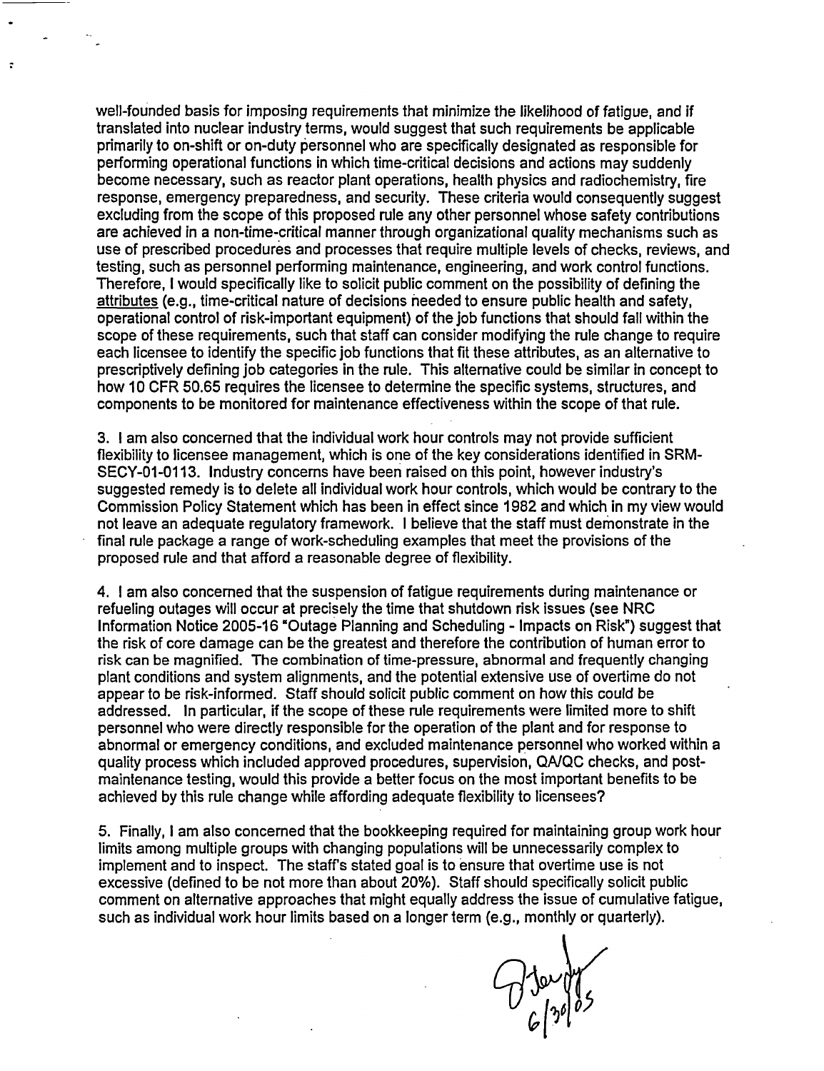well-founded basis for imposing requirements that minimize the likelihood of fatigue, and if translated into nuclear industry terms, would suggest that such requirements be applicable primarily to on-shift or on-duty personnel who are specifically designated as responsible for performing operational functions in which time-critical decisions and actions may suddenly become necessary, such as reactor plant operations, health physics and radiochemistry, fire response, emergency preparedness, and security. These criteria would consequently suggest excluding from the scope of this proposed rule any other personnel whose safety contributions are achieved in a non-time-critical manner through organizational quality mechanisms such as use of prescribed procedures and processes that require multiple levels of checks, reviews, and testing, such as personnel performing maintenance, engineering, and work control functions. Therefore, I would specifically like to solicit public comment on the possibility of defining the attributes (e.g., time-critical nature of decisions needed to ensure public health and safety, operational control of risk-important equipment) of the job functions that should fall within the scope of these requirements, such that staff can consider modifying the rule change to require each licensee to identify the specific job functions that fit these attributes, as an alternative to prescriptively defining job categories in the rule. This alternative could be similar in concept to how 10 CFR 50.65 requires the licensee to determine the specific systems, structures, and components to be monitored for maintenance effectiveness within the scope of that rule.

3. I am also concerned that the individual work hour controls may not provide sufficient flexibility to licensee management, which is one of the key considerations identified in SRM-SECY-01-0113. Industry concerns have been raised on this point, however industry's suggested remedy is to delete all individual work hour controls, which would be contrary to the Commission Policy Statement which has been in effect since 1982 and which in my view would not leave an adequate regulatory framework. I believe that the staff must demonstrate in the final rule package a range of work-scheduling examples that meet the provisions of the proposed rule and that afford a reasonable degree of flexibility.

4. I am also concerned that the suspension of fatigue requirements during maintenance or refueling outages will occur at precisely the time that shutdown risk issues (see NRC Information Notice 2005-16 "Outage Planning and Scheduling - Impacts on Risk") suggest that the risk of core damage can be the greatest and therefore the contribution of human error to risk can be magnified. The combination of time-pressure, abnormal and frequently changing plant conditions and system alignments, and the potential extensive use of overtime do not appear to be risk-informed. Staff should solicit public comment on how this could be addressed. In particular, if the scope of these rule requirements were limited more to shift personnel who were directly responsible for the operation of the plant and for response to abnormal or emergency conditions, and excluded maintenance personnel who worked within a quality process which included approved procedures, supervision, QA/QC checks, and post-maintenance testing, would this provide a better focus on the most important benefits to be achieved by this rule change while affording adequate flexibility to licensees?

5. Finally, I am also concerned that the bookkeeping required for maintaining group work hour limits among multiple groups with changing populations will be unnecessarily complex to implement and to inspect. The staff's stated goal is to ensure that overtime use is not excessive (defined to be not more than about 20%). Staff should specifically solicit public comment on alternative approaches that might equally address the issue of cumulative fatigue, such as individual work hour limits based on a longer term (e.g., monthly or quarterly).

6/30/05